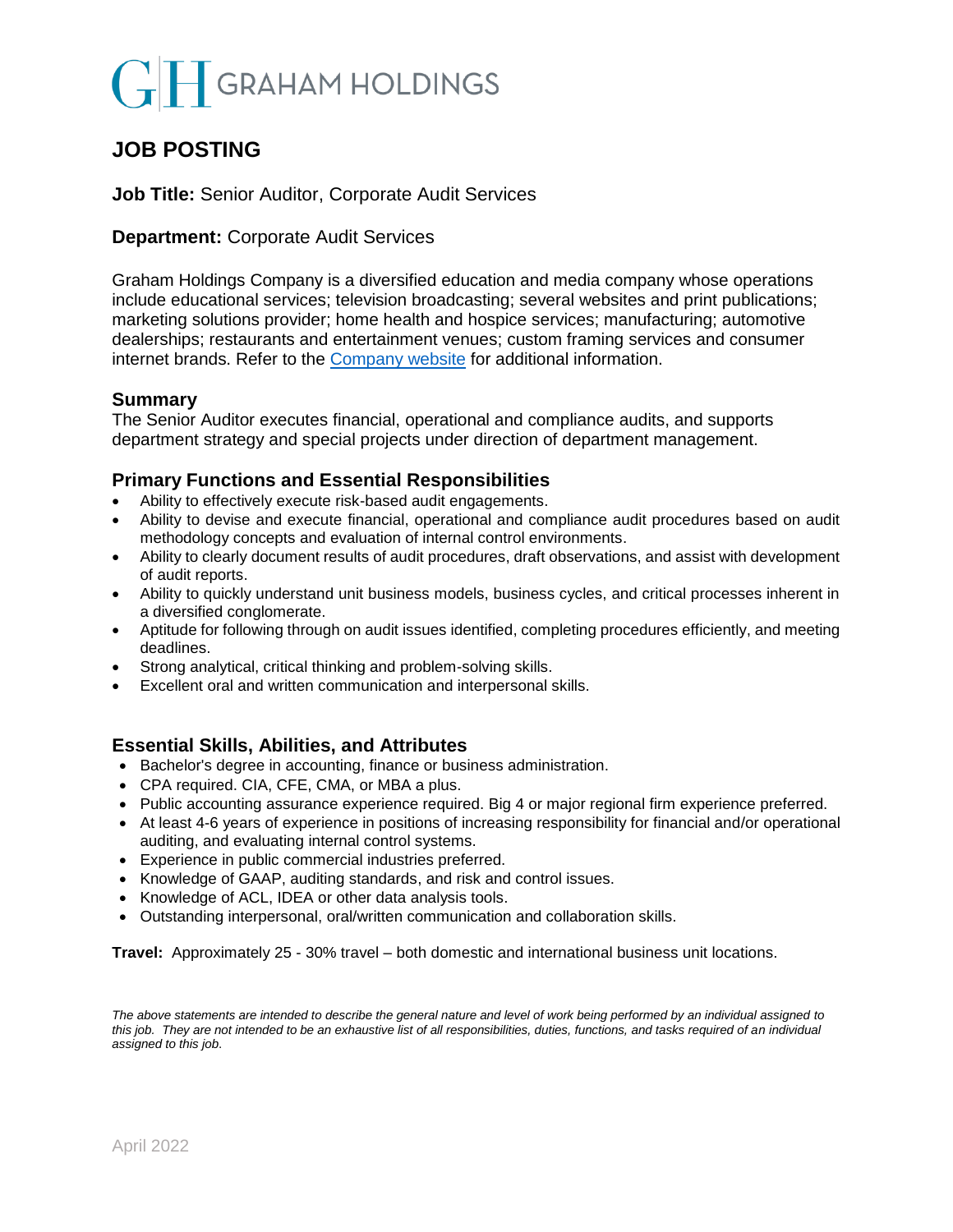# GRAHAM HOLDINGS

## JOB POSTING

**Job Title:** Senior Auditor, Corporate Audit Services

**Department:** Corporate Audit Services

Graham Holdings Company is a diversified education and media company whose operations include educational services; television broadcasting; several websites and print publications; marketing solutions provider; home health and hospice services; manufacturing; automotive dealerships; restaurants and entertainment venues; custom framing services and consumer internet brands. Refer to the [Company website](#) for additional information.

### Summary

The Senior Auditor executes financial, operational and compliance audits, and supports department strategy and special projects under direction of department management.

### Primary Functions and Essential Responsibilities

- Ability to effectively execute risk-based audit engagements.
- Ability to devise and execute financial, operational and compliance audit procedures based on audit methodology concepts and evaluation of internal control environments.
- Ability to clearly document results of audit procedures, draft observations, and assist with development of audit reports.
- Ability to quickly understand unit business models, business cycles, and critical processes inherent in a diversified conglomerate.
- Aptitude for following through on audit issues identified, completing procedures efficiently, and meeting deadlines.
- Strong analytical, critical thinking and problem-solving skills.
- Excellent oral and written communication and interpersonal skills.

### Essential Skills, Abilities, and Attributes

- Bachelor's degree in accounting, finance or business administration.
- CPA required. CIA, CFE, CMA, or MBA a plus.
- Public accounting assurance experience required. Big 4 or major regional firm experience preferred.
- At least 4-6 years of experience in positions of increasing responsibility for financial and/or operational auditing, and evaluating internal control systems.
- Experience in public commercial industries preferred.
- Knowledge of GAAP, auditing standards, and risk and control issues.
- Knowledge of ACL, IDEA or other data analysis tools.
- Outstanding interpersonal, oral/written communication and collaboration skills.

**Travel:** Approximately 25 - 30% travel – both domestic and international business unit locations.

*The above statements are intended to describe the general nature and level of work being performed by an individual assigned to this job. They are not intended to be an exhaustive list of all responsibilities, duties, functions, and tasks required of an individual assigned to this job.*

April 2022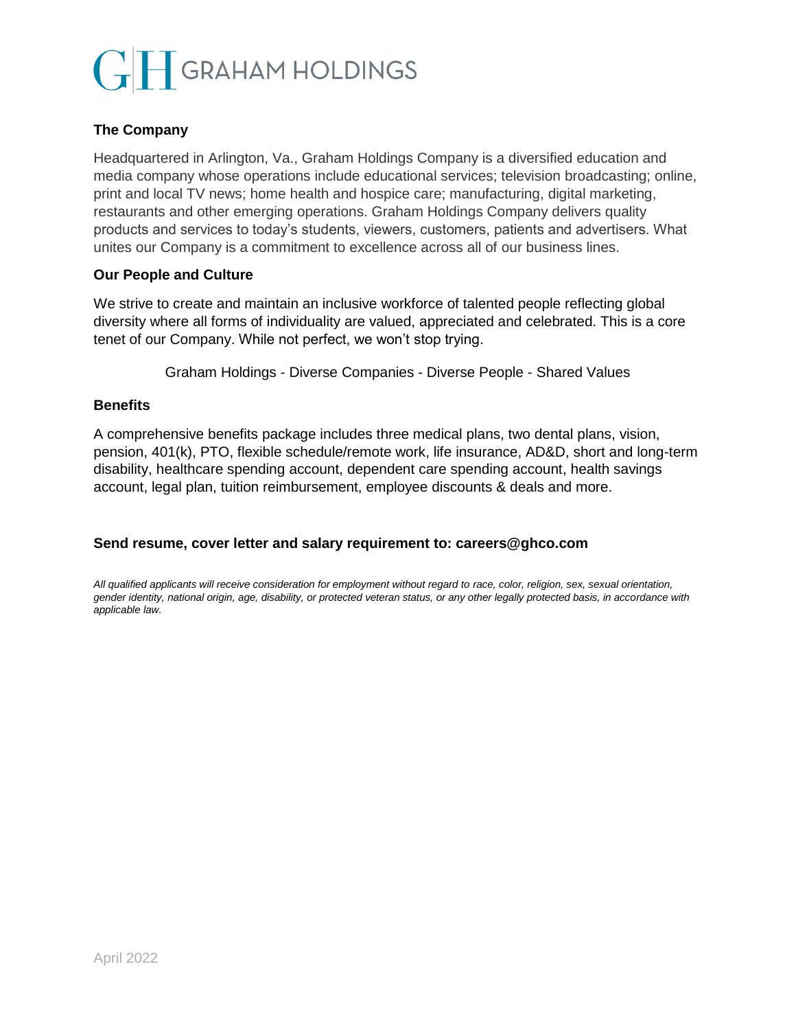GRAHAM HOLDINGS

**The Company**

Headquartered in Arlington, Va., Graham Holdings Company is a diversified education and media company whose operations include educational services; television broadcasting; online, print and local TV news; home health and hospice care; manufacturing, digital marketing, restaurants and other emerging operations. Graham Holdings Company delivers quality products and services to today's students, viewers, customers, patients and advertisers. What unites our Company is a commitment to excellence across all of our business lines.

**Our People and Culture**

We strive to create and maintain an inclusive workforce of talented people reflecting global diversity where all forms of individuality are valued, appreciated and celebrated. This is a core tenet of our Company. While not perfect, we won't stop trying.

Graham Holdings - Diverse Companies - Diverse People - Shared Values

**Benefits**

A comprehensive benefits package includes three medical plans, two dental plans, vision, pension, 401(k), PTO, flexible schedule/remote work, life insurance, AD&D, short and long-term disability, healthcare spending account, dependent care spending account, health savings account, legal plan, tuition reimbursement, employee discounts & deals and more.

**Send resume, cover letter and salary requirement to: careers@ghco.com**

*All qualified applicants will receive consideration for employment without regard to race, color, religion, sex, sexual orientation, gender identity, national origin, age, disability, or protected veteran status, or any other legally protected basis, in accordance with applicable law.*

April 2022